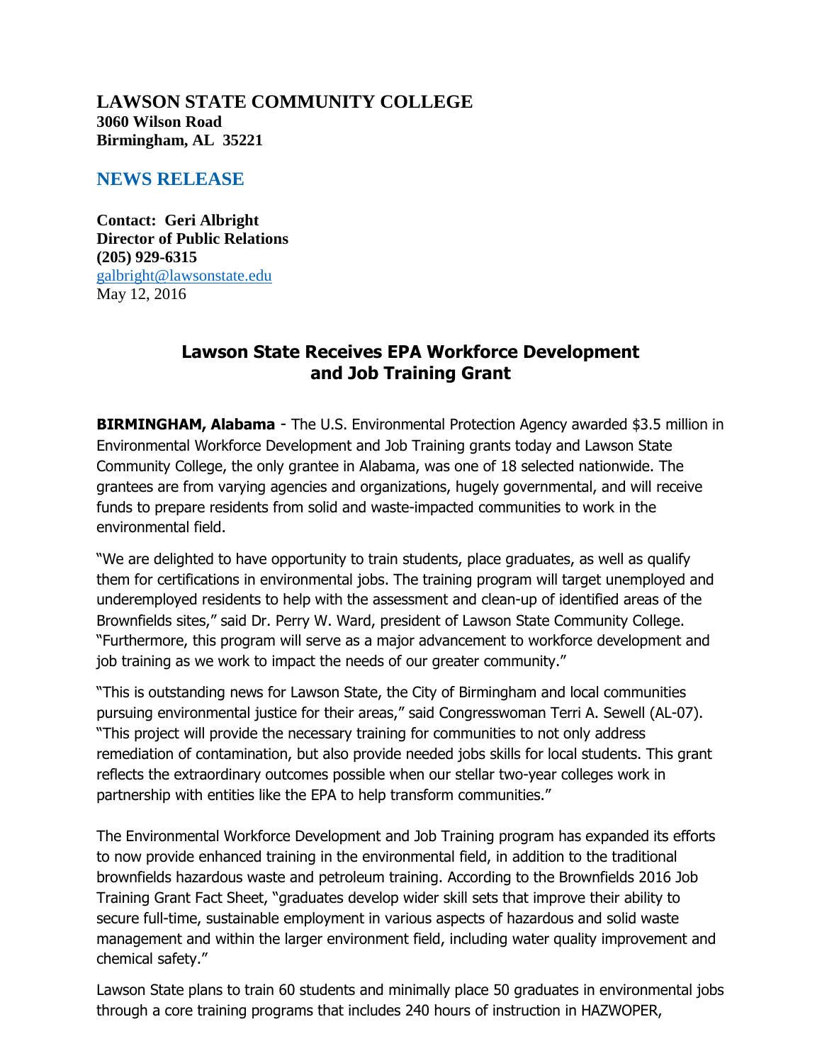**LAWSON STATE COMMUNITY COLLEGE**
**3060 Wilson Road**
**Birmingham, AL 35221**

## NEWS RELEASE

**Contact: Geri Albright**
**Director of Public Relations**
**(205) 929-6315**
galbright@lawsonstate.edu
May 12, 2016

# Lawson State Receives EPA Workforce Development and Job Training Grant

**BIRMINGHAM, Alabama** - The U.S. Environmental Protection Agency awarded $3.5 million in Environmental Workforce Development and Job Training grants today and Lawson State Community College, the only grantee in Alabama, was one of 18 selected nationwide. The grantees are from varying agencies and organizations, hugely governmental, and will receive funds to prepare residents from solid and waste-impacted communities to work in the environmental field.

"We are delighted to have opportunity to train students, place graduates, as well as qualify them for certifications in environmental jobs. The training program will target unemployed and underemployed residents to help with the assessment and clean-up of identified areas of the Brownfields sites," said Dr. Perry W. Ward, president of Lawson State Community College. "Furthermore, this program will serve as a major advancement to workforce development and job training as we work to impact the needs of our greater community."

"This is outstanding news for Lawson State, the City of Birmingham and local communities pursuing environmental justice for their areas," said Congresswoman Terri A. Sewell (AL-07). "This project will provide the necessary training for communities to not only address remediation of contamination, but also provide needed jobs skills for local students. This grant reflects the extraordinary outcomes possible when our stellar two-year colleges work in partnership with entities like the EPA to help transform communities."

The Environmental Workforce Development and Job Training program has expanded its efforts to now provide enhanced training in the environmental field, in addition to the traditional brownfields hazardous waste and petroleum training. According to the Brownfields 2016 Job Training Grant Fact Sheet, "graduates develop wider skill sets that improve their ability to secure full-time, sustainable employment in various aspects of hazardous and solid waste management and within the larger environment field, including water quality improvement and chemical safety."

Lawson State plans to train 60 students and minimally place 50 graduates in environmental jobs through a core training programs that includes 240 hours of instruction in HAZWOPER,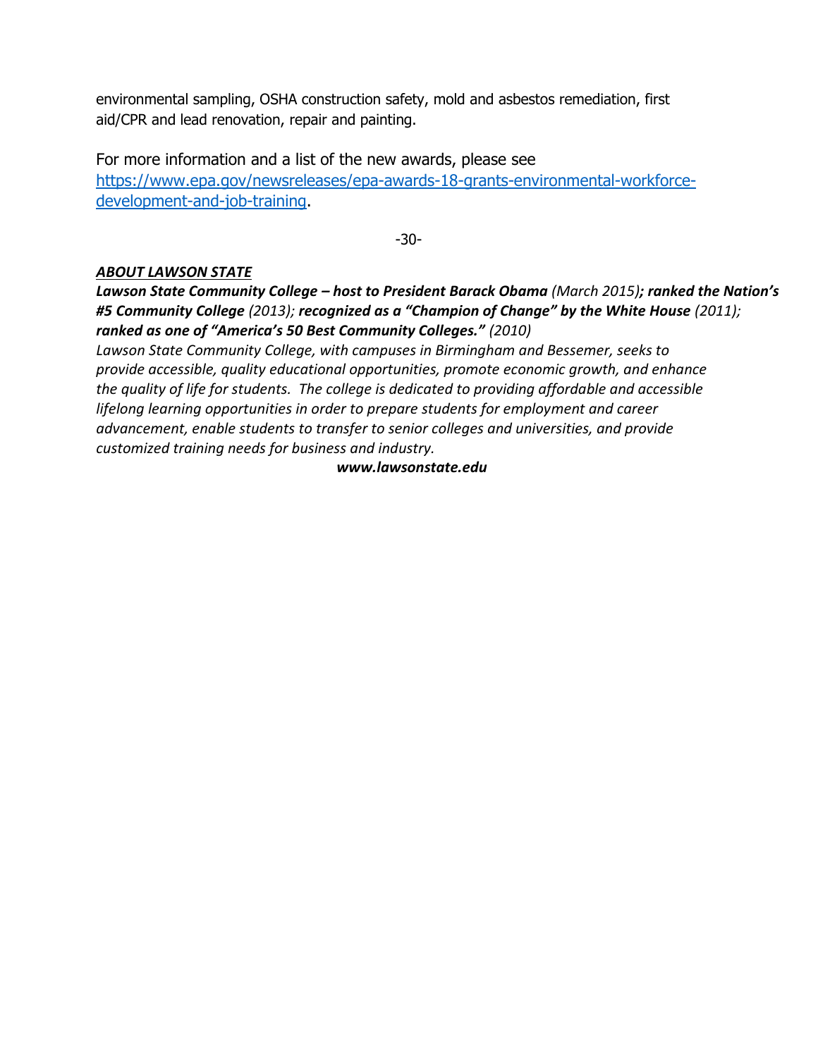environmental sampling, OSHA construction safety, mold and asbestos remediation, first aid/CPR and lead renovation, repair and painting.

For more information and a list of the new awards, please see [https://www.epa.gov/newsreleases/epa-awards-18-grants-environmental-workforce-development-and-job-training](https://www.epa.gov/newsreleases/epa-awards-18-grants-environmental-workforce-development-and-job-training).

-30-

***ABOUT LAWSON STATE***

***Lawson State Community College – host to President Barack Obama*** *(March 2015)****; ranked the Nation's #5 Community College*** *(2013);* ***recognized as a "Champion of Change" by the White House*** *(2011);* ***ranked as one of "America's 50 Best Community Colleges."*** *(2010)*

*Lawson State Community College, with campuses in Birmingham and Bessemer, seeks to provide accessible, quality educational opportunities, promote economic growth, and enhance the quality of life for students. The college is dedicated to providing affordable and accessible lifelong learning opportunities in order to prepare students for employment and career advancement, enable students to transfer to senior colleges and universities, and provide customized training needs for business and industry.*

***www.lawsonstate.edu***